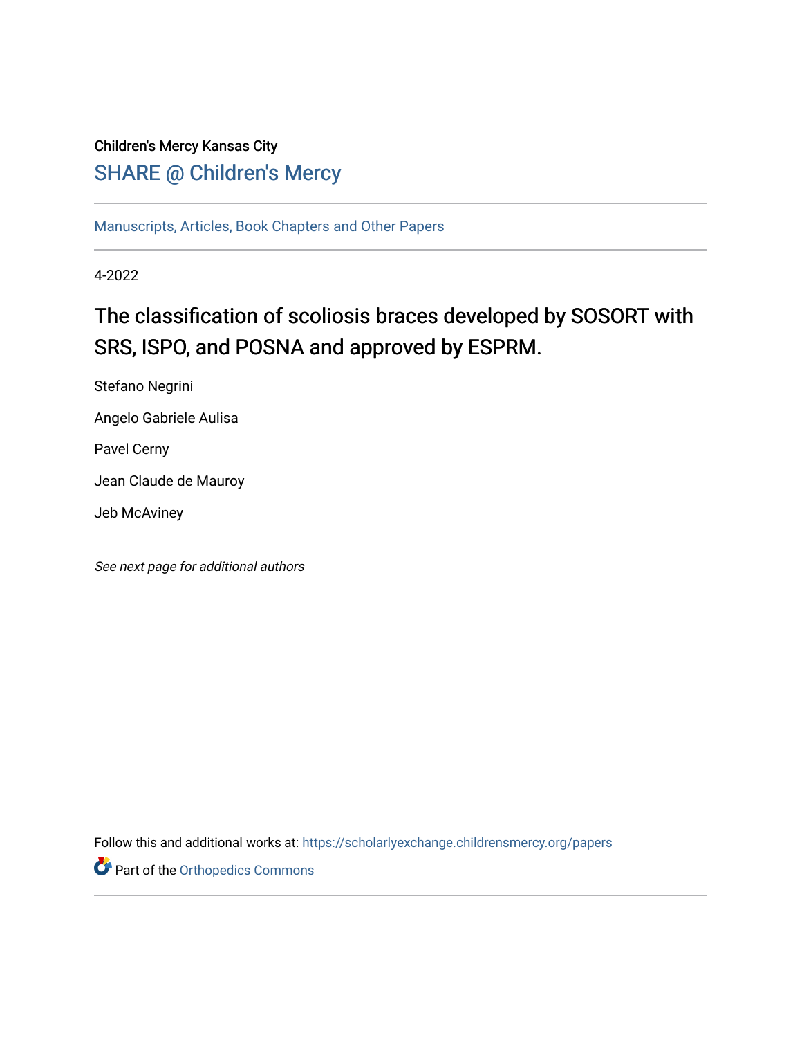Children's Mercy Kansas City

SHARE @ Children's Mercy

Manuscripts, Articles, Book Chapters and Other Papers

4-2022

# The classification of scoliosis braces developed by SOSORT with SRS, ISPO, and POSNA and approved by ESPRM.

Stefano Negrini

Angelo Gabriele Aulisa

Pavel Cerny

Jean Claude de Mauroy

Jeb McAviney

*See next page for additional authors*

Follow this and additional works at: https://scholarlyexchange.childrensmercy.org/papers

Part of the Orthopedics Commons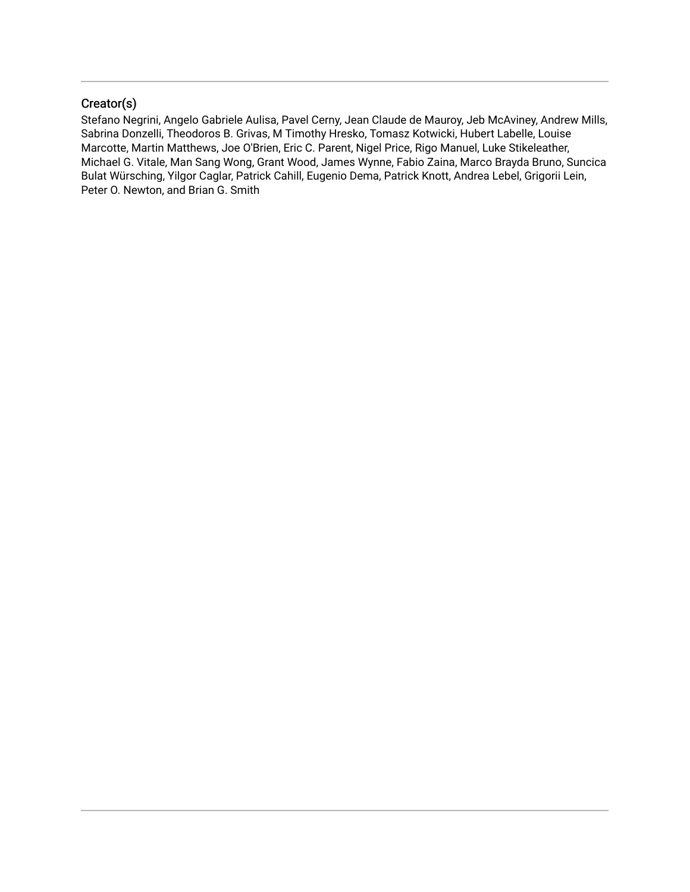## Creator(s)

Stefano Negrini, Angelo Gabriele Aulisa, Pavel Cerny, Jean Claude de Mauroy, Jeb McAviney, Andrew Mills, Sabrina Donzelli, Theodoros B. Grivas, M Timothy Hresko, Tomasz Kotwicki, Hubert Labelle, Louise Marcotte, Martin Matthews, Joe O'Brien, Eric C. Parent, Nigel Price, Rigo Manuel, Luke Stikeleather, Michael G. Vitale, Man Sang Wong, Grant Wood, James Wynne, Fabio Zaina, Marco Brayda Bruno, Suncica Bulat Würsching, Yilgor Caglar, Patrick Cahill, Eugenio Dema, Patrick Knott, Andrea Lebel, Grigorii Lein, Peter O. Newton, and Brian G. Smith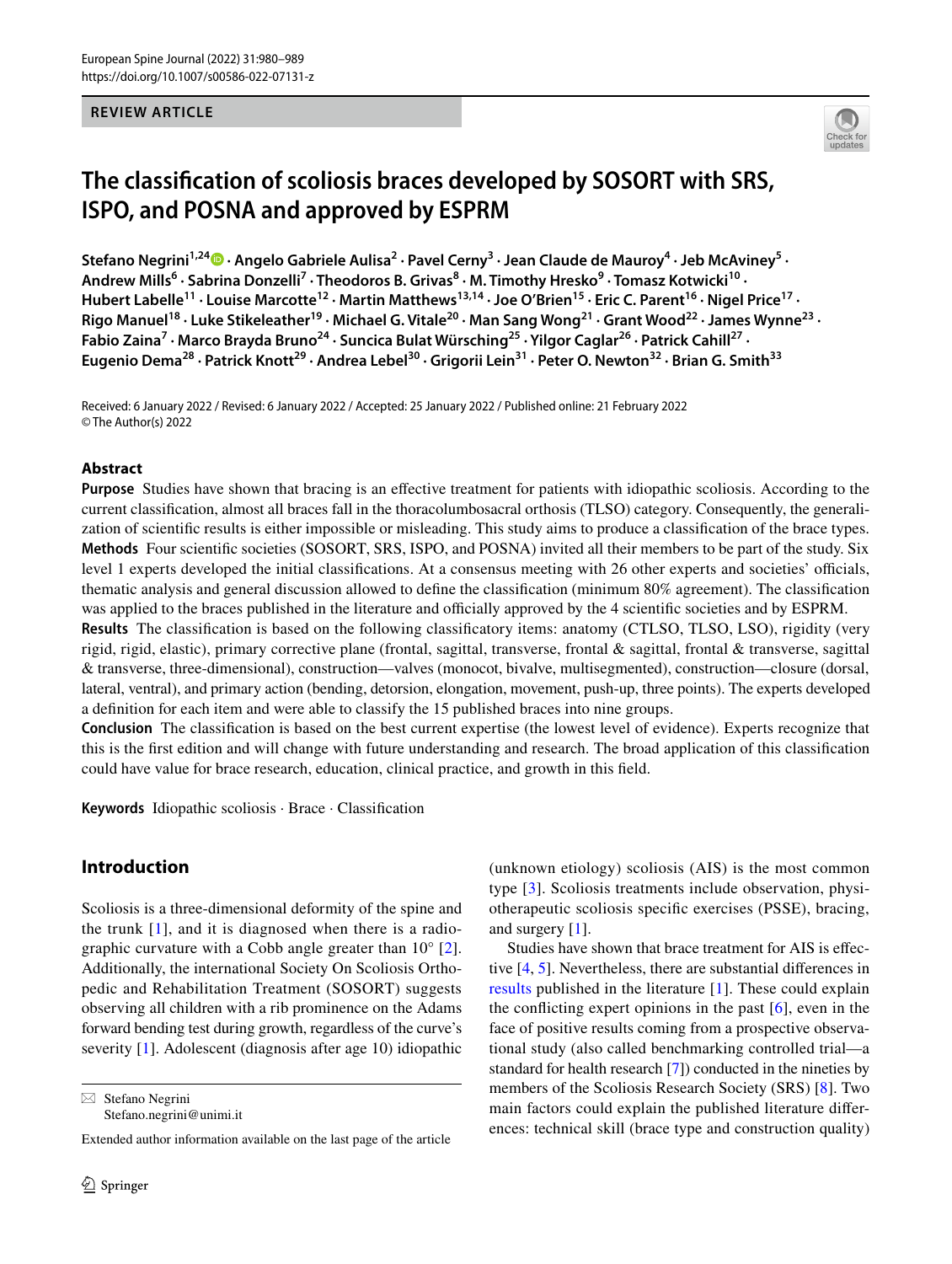REVIEW ARTICLE

# The classification of scoliosis braces developed by SOSORT with SRS, ISPO, and POSNA and approved by ESPRM

**Stefano Negrini[1,24] · Angelo Gabriele Aulisa[2] · Pavel Cerny[3] · Jean Claude de Mauroy[4] · Jeb McAviney[5] · Andrew Mills[6] · Sabrina Donzelli[7] · Theodoros B. Grivas[8] · M. Timothy Hresko[9] · Tomasz Kotwicki[10] · Hubert Labelle[11] · Louise Marcotte[12] · Martin Matthews[13,14] · Joe O'Brien[15] · Eric C. Parent[16] · Nigel Price[17] · Rigo Manuel[18] · Luke Stikeleather[19] · Michael G. Vitale[20] · Man Sang Wong[21] · Grant Wood[22] · James Wynne[23] · Fabio Zaina[7] · Marco Brayda Bruno[24] · Suncica Bulat Würsching[25] · Yilgor Caglar[26] · Patrick Cahill[27] · Eugenio Dema[28] · Patrick Knott[29] · Andrea Lebel[30] · Grigorii Lein[31] · Peter O. Newton[32] · Brian G. Smith[33]**

Received: 6 January 2022 / Revised: 6 January 2022 / Accepted: 25 January 2022 / Published online: 21 February 2022
© The Author(s) 2022

## Abstract

**Purpose** Studies have shown that bracing is an effective treatment for patients with idiopathic scoliosis. According to the current classification, almost all braces fall in the thoracolumbosacral orthosis (TLSO) category. Consequently, the generalization of scientific results is either impossible or misleading. This study aims to produce a classification of the brace types.

**Methods** Four scientific societies (SOSORT, SRS, ISPO, and POSNA) invited all their members to be part of the study. Six level 1 experts developed the initial classifications. At a consensus meeting with 26 other experts and societies' officials, thematic analysis and general discussion allowed to define the classification (minimum 80% agreement). The classification was applied to the braces published in the literature and officially approved by the 4 scientific societies and by ESPRM.

**Results** The classification is based on the following classificatory items: anatomy (CTLSO, TLSO, LSO), rigidity (very rigid, rigid, elastic), primary corrective plane (frontal, sagittal, transverse, frontal & sagittal, frontal & transverse, sagittal & transverse, three-dimensional), construction—valves (monocot, bivalve, multisegmented), construction—closure (dorsal, lateral, ventral), and primary action (bending, detorsion, elongation, movement, push-up, three points). The experts developed a definition for each item and were able to classify the 15 published braces into nine groups.

**Conclusion** The classification is based on the best current expertise (the lowest level of evidence). Experts recognize that this is the first edition and will change with future understanding and research. The broad application of this classification could have value for brace research, education, clinical practice, and growth in this field.

**Keywords** Idiopathic scoliosis · Brace · Classification

## Introduction

Scoliosis is a three-dimensional deformity of the spine and the trunk [1], and it is diagnosed when there is a radiographic curvature with a Cobb angle greater than 10° [2]. Additionally, the international Society On Scoliosis Orthopedic and Rehabilitation Treatment (SOSORT) suggests observing all children with a rib prominence on the Adams forward bending test during growth, regardless of the curve's severity [1]. Adolescent (diagnosis after age 10) idiopathic (unknown etiology) scoliosis (AIS) is the most common type [3]. Scoliosis treatments include observation, physiotherapeutic scoliosis specific exercises (PSSE), bracing, and surgery [1].

Studies have shown that brace treatment for AIS is effective [4, 5]. Nevertheless, there are substantial differences in results published in the literature [1]. These could explain the conflicting expert opinions in the past [6], even in the face of positive results coming from a prospective observational study (also called benchmarking controlled trial—a standard for health research [7]) conducted in the nineties by members of the Scoliosis Research Society (SRS) [8]. Two main factors could explain the published literature differences: technical skill (brace type and construction quality)

✉ Stefano Negrini
Stefano.negrini@unimi.it

Extended author information available on the last page of the article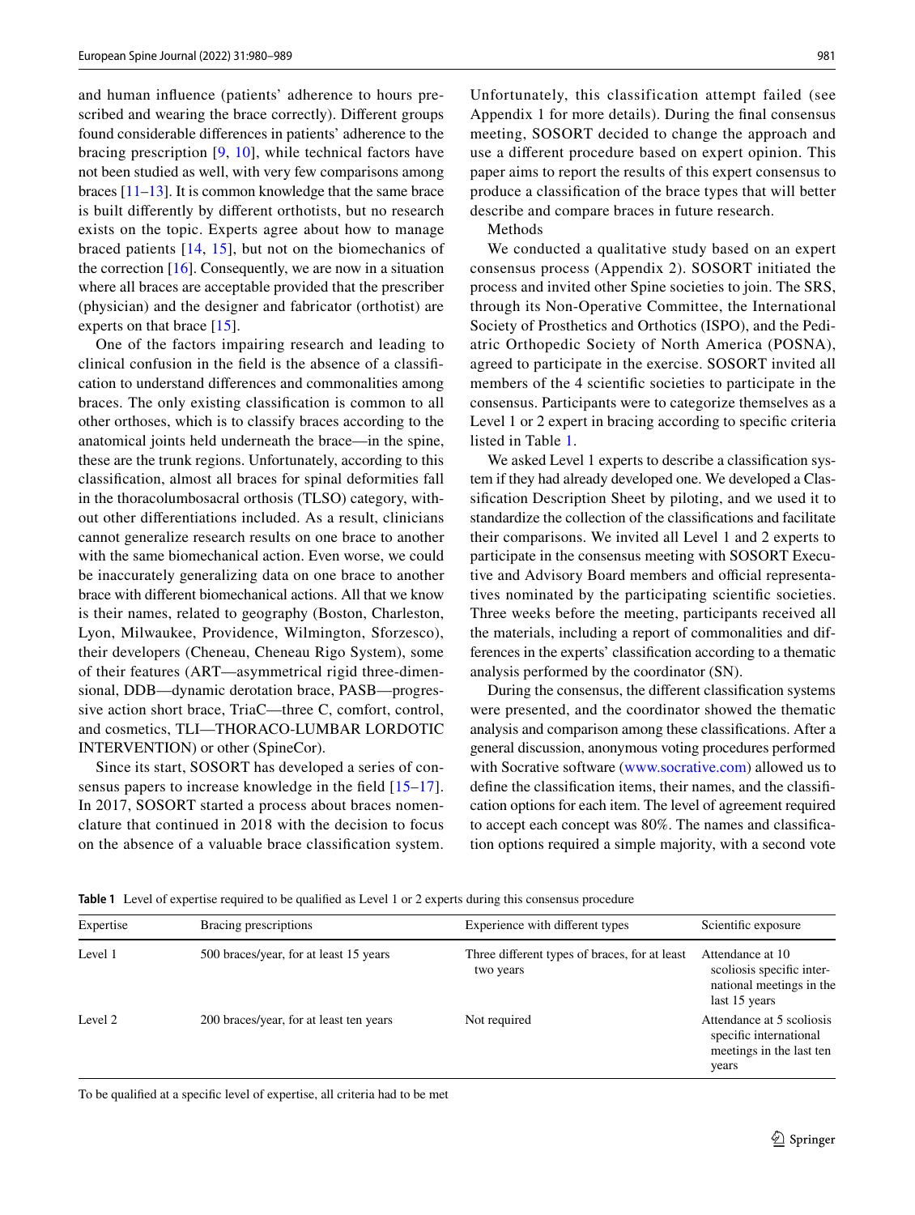and human influence (patients' adherence to hours prescribed and wearing the brace correctly). Different groups found considerable differences in patients' adherence to the bracing prescription [9, 10], while technical factors have not been studied as well, with very few comparisons among braces [11–13]. It is common knowledge that the same brace is built differently by different orthotists, but no research exists on the topic. Experts agree about how to manage braced patients [14, 15], but not on the biomechanics of the correction [16]. Consequently, we are now in a situation where all braces are acceptable provided that the prescriber (physician) and the designer and fabricator (orthotist) are experts on that brace [15].

One of the factors impairing research and leading to clinical confusion in the field is the absence of a classification to understand differences and commonalities among braces. The only existing classification is common to all other orthoses, which is to classify braces according to the anatomical joints held underneath the brace—in the spine, these are the trunk regions. Unfortunately, according to this classification, almost all braces for spinal deformities fall in the thoracolumbosacral orthosis (TLSO) category, without other differentiations included. As a result, clinicians cannot generalize research results on one brace to another with the same biomechanical action. Even worse, we could be inaccurately generalizing data on one brace to another brace with different biomechanical actions. All that we know is their names, related to geography (Boston, Charleston, Lyon, Milwaukee, Providence, Wilmington, Sforzesco), their developers (Cheneau, Cheneau Rigo System), some of their features (ART—asymmetrical rigid three-dimensional, DDB—dynamic derotation brace, PASB—progressive action short brace, TriaC—three C, comfort, control, and cosmetics, TLI—THORACO-LUMBAR LORDOTIC INTERVENTION) or other (SpineCor).

Since its start, SOSORT has developed a series of consensus papers to increase knowledge in the field [15–17]. In 2017, SOSORT started a process about braces nomenclature that continued in 2018 with the decision to focus on the absence of a valuable brace classification system. Unfortunately, this classification attempt failed (see Appendix 1 for more details). During the final consensus meeting, SOSORT decided to change the approach and use a different procedure based on expert opinion. This paper aims to report the results of this expert consensus to produce a classification of the brace types that will better describe and compare braces in future research.

## Methods

We conducted a qualitative study based on an expert consensus process (Appendix 2). SOSORT initiated the process and invited other Spine societies to join. The SRS, through its Non-Operative Committee, the International Society of Prosthetics and Orthotics (ISPO), and the Pediatric Orthopedic Society of North America (POSNA), agreed to participate in the exercise. SOSORT invited all members of the 4 scientific societies to participate in the consensus. Participants were to categorize themselves as a Level 1 or 2 expert in bracing according to specific criteria listed in Table 1.

We asked Level 1 experts to describe a classification system if they had already developed one. We developed a Classification Description Sheet by piloting, and we used it to standardize the collection of the classifications and facilitate their comparisons. We invited all Level 1 and 2 experts to participate in the consensus meeting with SOSORT Executive and Advisory Board members and official representatives nominated by the participating scientific societies. Three weeks before the meeting, participants received all the materials, including a report of commonalities and differences in the experts' classification according to a thematic analysis performed by the coordinator (SN).

During the consensus, the different classification systems were presented, and the coordinator showed the thematic analysis and comparison among these classifications. After a general discussion, anonymous voting procedures performed with Socrative software (www.socrative.com) allowed us to define the classification items, their names, and the classification options for each item. The level of agreement required to accept each concept was 80%. The names and classification options required a simple majority, with a second vote

**Table 1** Level of expertise required to be qualified as Level 1 or 2 experts during this consensus procedure

| Expertise | Bracing prescriptions | Experience with different types | Scientific exposure |
|---|---|---|---|
| Level 1 | 500 braces/year, for at least 15 years | Three different types of braces, for at least two years | Attendance at 10 scoliosis specific international meetings in the last 15 years |
| Level 2 | 200 braces/year, for at least ten years | Not required | Attendance at 5 scoliosis specific international meetings in the last ten years |

To be qualified at a specific level of expertise, all criteria had to be met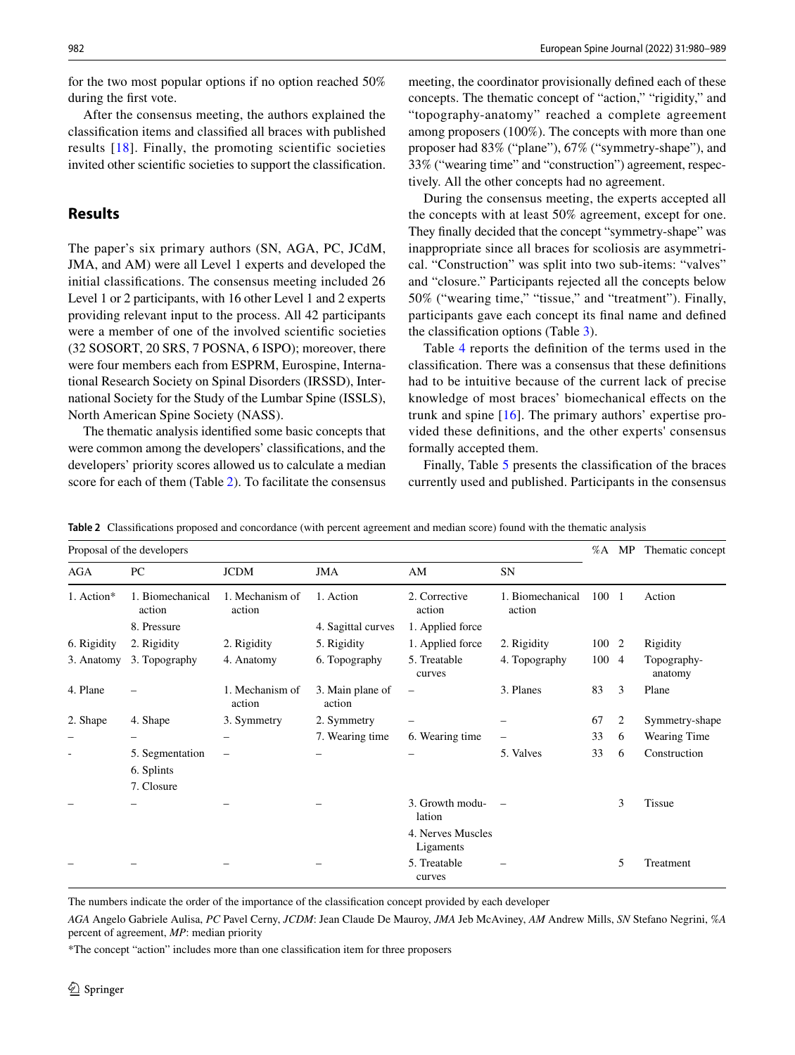for the two most popular options if no option reached 50% during the first vote.

After the consensus meeting, the authors explained the classification items and classified all braces with published results [18]. Finally, the promoting scientific societies invited other scientific societies to support the classification.

## Results

The paper's six primary authors (SN, AGA, PC, JCdM, JMA, and AM) were all Level 1 experts and developed the initial classifications. The consensus meeting included 26 Level 1 or 2 participants, with 16 other Level 1 and 2 experts providing relevant input to the process. All 42 participants were a member of one of the involved scientific societies (32 SOSORT, 20 SRS, 7 POSNA, 6 ISPO); moreover, there were four members each from ESPRM, Eurospine, International Research Society on Spinal Disorders (IRSSD), International Society for the Study of the Lumbar Spine (ISSLS), North American Spine Society (NASS).

The thematic analysis identified some basic concepts that were common among the developers' classifications, and the developers' priority scores allowed us to calculate a median score for each of them (Table 2). To facilitate the consensus meeting, the coordinator provisionally defined each of these concepts. The thematic concept of "action," "rigidity," and "topography-anatomy" reached a complete agreement among proposers (100%). The concepts with more than one proposer had 83% ("plane"), 67% ("symmetry-shape"), and 33% ("wearing time" and "construction") agreement, respectively. All the other concepts had no agreement.

During the consensus meeting, the experts accepted all the concepts with at least 50% agreement, except for one. They finally decided that the concept "symmetry-shape" was inappropriate since all braces for scoliosis are asymmetrical. "Construction" was split into two sub-items: "valves" and "closure." Participants rejected all the concepts below 50% ("wearing time," "tissue," and "treatment"). Finally, participants gave each concept its final name and defined the classification options (Table 3).

Table 4 reports the definition of the terms used in the classification. There was a consensus that these definitions had to be intuitive because of the current lack of precise knowledge of most braces' biomechanical effects on the trunk and spine [16]. The primary authors' expertise provided these definitions, and the other experts' consensus formally accepted them.

Finally, Table 5 presents the classification of the braces currently used and published. Participants in the consensus

**Table 2** Classifications proposed and concordance (with percent agreement and median score) found with the thematic analysis

| Proposal of the developers | | | | | | %A | MP | Thematic concept |
|---|---|---|---|---|---|---|---|---|
| AGA | PC | JCDM | JMA | AM | SN | | | |
| 1. Action* | 1. Biomechanical action | 1. Mechanism of action | 1. Action | 2. Corrective action | 1. Biomechanical action | 100 | 1 | Action |
| | 8. Pressure | | 4. Sagittal curves | 1. Applied force | | | | |
| 6. Rigidity | 2. Rigidity | 2. Rigidity | 5. Rigidity | 1. Applied force | 2. Rigidity | 100 | 2 | Rigidity |
| 3. Anatomy | 3. Topography | 4. Anatomy | 6. Topography | 5. Treatable curves | 4. Topography | 100 | 4 | Topography-anatomy |
| 4. Plane | – | 1. Mechanism of action | 3. Main plane of action | – | 3. Planes | 83 | 3 | Plane |
| 2. Shape | 4. Shape | 3. Symmetry | 2. Symmetry | – | – | 67 | 2 | Symmetry-shape |
| – | – | – | 7. Wearing time | 6. Wearing time | – | 33 | 6 | Wearing Time |
| - | 5. Segmentation | – | – | – | 5. Valves | 33 | 6 | Construction |
| | 6. Splints | | | | | | | |
| | 7. Closure | | | | | | | |
| – | – | – | – | 3. Growth modulation | – | | 3 | Tissue |
| | | | | 4. Nerves Muscles Ligaments | | | | |
| – | – | – | – | 5. Treatable curves | – | | 5 | Treatment |

The numbers indicate the order of the importance of the classification concept provided by each developer

*AGA* Angelo Gabriele Aulisa, *PC* Pavel Cerny, *JCDM*: Jean Claude De Mauroy, *JMA* Jeb McAviney, *AM* Andrew Mills, *SN* Stefano Negrini, *%A* percent of agreement, *MP*: median priority

*The concept "action" includes more than one classification item for three proposers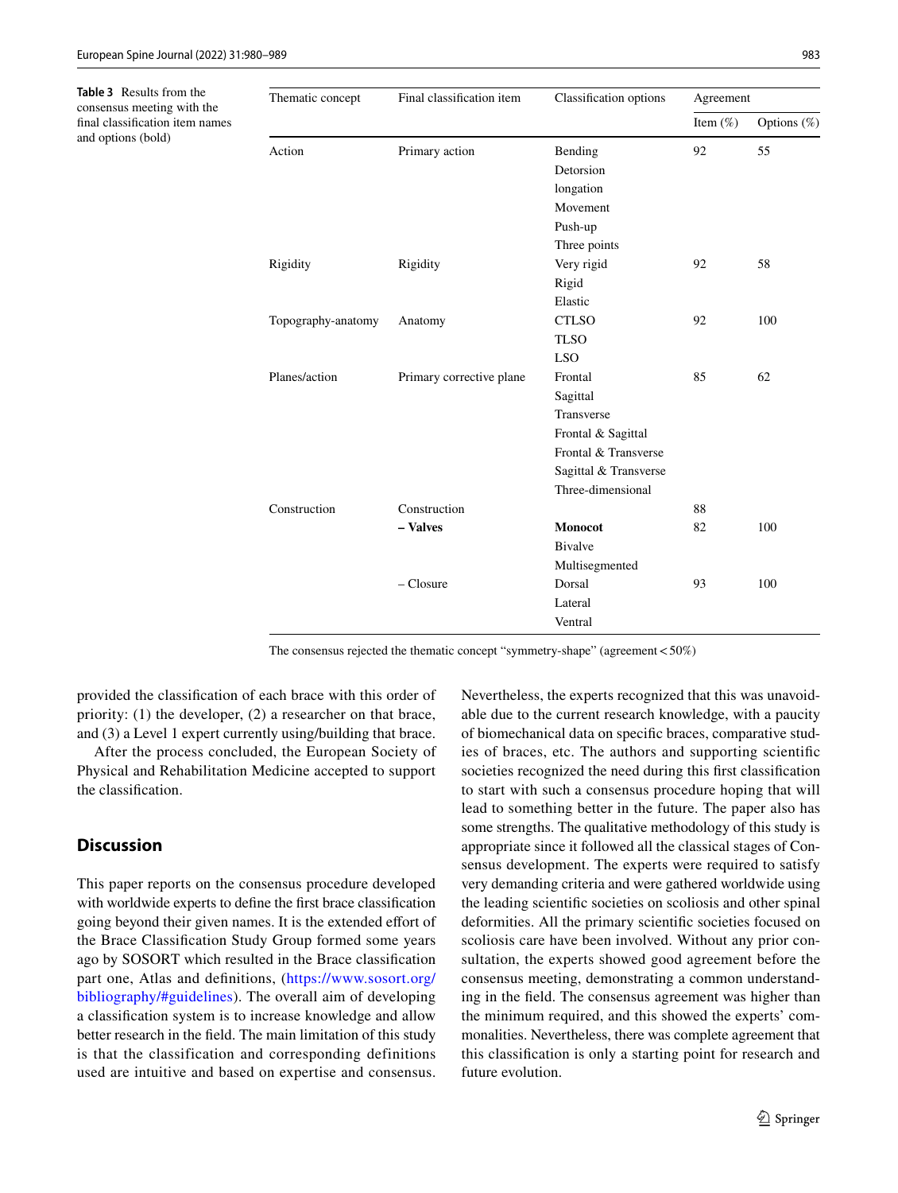**Table 3** Results from the consensus meeting with the final classification item names and options (bold)

| Thematic concept | Final classification item | Classification options | Agreement | |
|---|---|---|---|---|
| | | | Item (%) | Options (%) |
| Action | Primary action | Bending<br>Detorsion<br>longation<br>Movement<br>Push-up<br>Three points | 92 | 55 |
| Rigidity | Rigidity | Very rigid<br>Rigid<br>Elastic | 92 | 58 |
| Topography-anatomy | Anatomy | **CTLSO**<br>**TLSO**<br>**LSO** | 92 | 100 |
| Planes/action | Primary corrective plane | Frontal<br>Sagittal<br>Transverse<br>Frontal & Sagittal<br>Frontal & Transverse<br>Sagittal & Transverse<br>Three-dimensional | 85 | 62 |
| Construction | Construction | | 88 | |
| | **– Valves** | **Monocot**<br>Bivalve<br>Multisegmented | 82 | 100 |
| | – Closure | Dorsal<br>Lateral<br>Ventral | 93 | 100 |

The consensus rejected the thematic concept "symmetry-shape" (agreement < 50%)

provided the classification of each brace with this order of priority: (1) the developer, (2) a researcher on that brace, and (3) a Level 1 expert currently using/building that brace.

After the process concluded, the European Society of Physical and Rehabilitation Medicine accepted to support the classification.

## Discussion

This paper reports on the consensus procedure developed with worldwide experts to define the first brace classification going beyond their given names. It is the extended effort of the Brace Classification Study Group formed some years ago by SOSORT which resulted in the Brace classification part one, Atlas and definitions, (https://www.sosort.org/bibliography/#guidelines). The overall aim of developing a classification system is to increase knowledge and allow better research in the field. The main limitation of this study is that the classification and corresponding definitions used are intuitive and based on expertise and consensus. Nevertheless, the experts recognized that this was unavoidable due to the current research knowledge, with a paucity of biomechanical data on specific braces, comparative studies of braces, etc. The authors and supporting scientific societies recognized the need during this first classification to start with such a consensus procedure hoping that will lead to something better in the future. The paper also has some strengths. The qualitative methodology of this study is appropriate since it followed all the classical stages of Consensus development. The experts were required to satisfy very demanding criteria and were gathered worldwide using the leading scientific societies on scoliosis and other spinal deformities. All the primary scientific societies focused on scoliosis care have been involved. Without any prior consultation, the experts showed good agreement before the consensus meeting, demonstrating a common understanding in the field. The consensus agreement was higher than the minimum required, and this showed the experts' commonalities. Nevertheless, there was complete agreement that this classification is only a starting point for research and future evolution.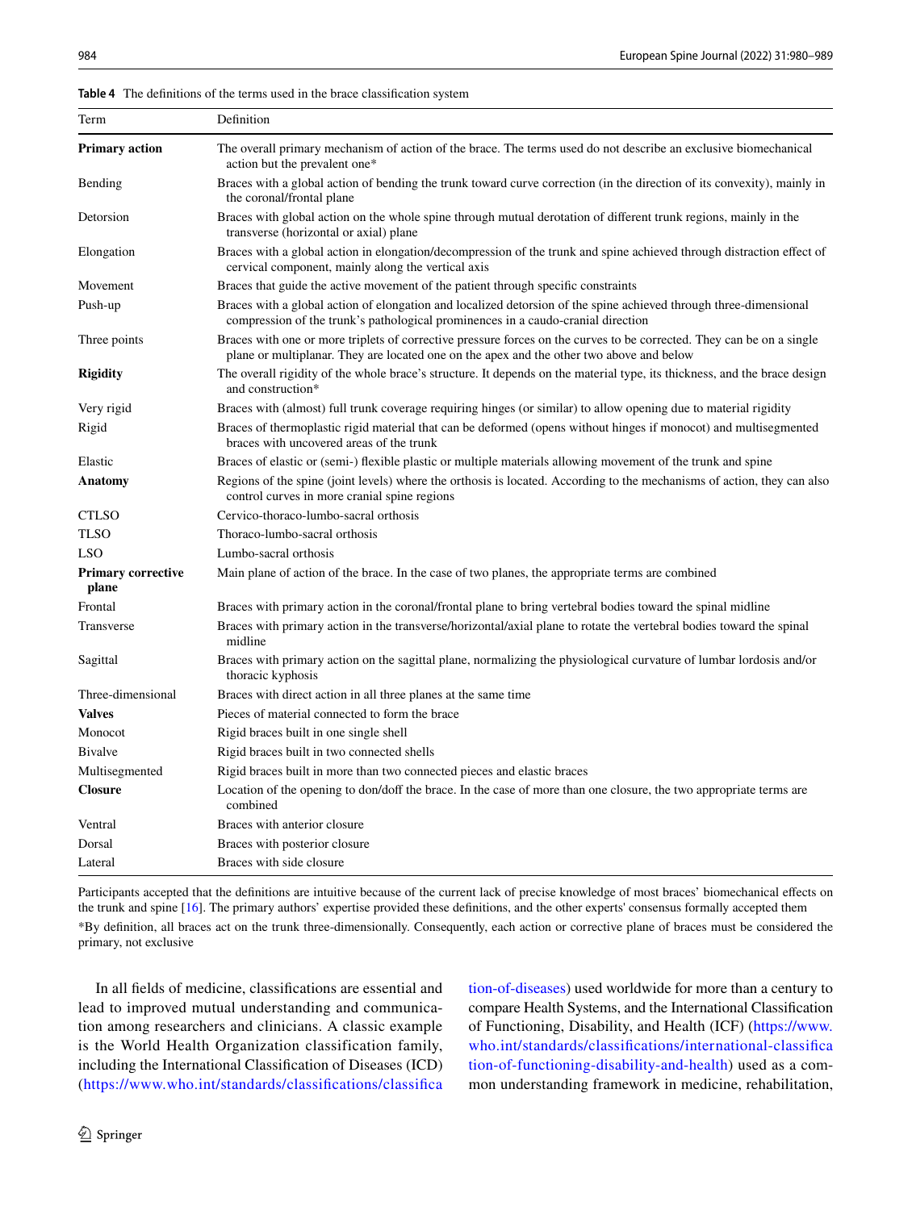**Table 4** The definitions of the terms used in the brace classification system

| Term | Definition |
|---|---|
| **Primary action** | The overall primary mechanism of action of the brace. The terms used do not describe an exclusive biomechanical action but the prevalent one* |
| Bending | Braces with a global action of bending the trunk toward curve correction (in the direction of its convexity), mainly in the coronal/frontal plane |
| Detorsion | Braces with global action on the whole spine through mutual derotation of different trunk regions, mainly in the transverse (horizontal or axial) plane |
| Elongation | Braces with a global action in elongation/decompression of the trunk and spine achieved through distraction effect of cervical component, mainly along the vertical axis |
| Movement | Braces that guide the active movement of the patient through specific constraints |
| Push-up | Braces with a global action of elongation and localized detorsion of the spine achieved through three-dimensional compression of the trunk's pathological prominences in a caudo-cranial direction |
| Three points | Braces with one or more triplets of corrective pressure forces on the curves to be corrected. They can be on a single plane or multiplanar. They are located one on the apex and the other two above and below |
| **Rigidity** | The overall rigidity of the whole brace's structure. It depends on the material type, its thickness, and the brace design and construction* |
| Very rigid | Braces with (almost) full trunk coverage requiring hinges (or similar) to allow opening due to material rigidity |
| Rigid | Braces of thermoplastic rigid material that can be deformed (opens without hinges if monocot) and multisegmented braces with uncovered areas of the trunk |
| Elastic | Braces of elastic or (semi-) flexible plastic or multiple materials allowing movement of the trunk and spine |
| **Anatomy** | Regions of the spine (joint levels) where the orthosis is located. According to the mechanisms of action, they can also control curves in more cranial spine regions |
| CTLSO | Cervico-thoraco-lumbo-sacral orthosis |
| TLSO | Thoraco-lumbo-sacral orthosis |
| LSO | Lumbo-sacral orthosis |
| **Primary corrective plane** | Main plane of action of the brace. In the case of two planes, the appropriate terms are combined |
| Frontal | Braces with primary action in the coronal/frontal plane to bring vertebral bodies toward the spinal midline |
| Transverse | Braces with primary action in the transverse/horizontal/axial plane to rotate the vertebral bodies toward the spinal midline |
| Sagittal | Braces with primary action on the sagittal plane, normalizing the physiological curvature of lumbar lordosis and/or thoracic kyphosis |
| Three-dimensional | Braces with direct action in all three planes at the same time |
| **Valves** | Pieces of material connected to form the brace |
| Monocot | Rigid braces built in one single shell |
| Bivalve | Rigid braces built in two connected shells |
| Multisegmented | Rigid braces built in more than two connected pieces and elastic braces |
| **Closure** | Location of the opening to don/doff the brace. In the case of more than one closure, the two appropriate terms are combined |
| Ventral | Braces with anterior closure |
| Dorsal | Braces with posterior closure |
| Lateral | Braces with side closure |

Participants accepted that the definitions are intuitive because of the current lack of precise knowledge of most braces' biomechanical effects on the trunk and spine [16]. The primary authors' expertise provided these definitions, and the other experts' consensus formally accepted them

*By definition, all braces act on the trunk three-dimensionally. Consequently, each action or corrective plane of braces must be considered the primary, not exclusive

In all fields of medicine, classifications are essential and lead to improved mutual understanding and communication among researchers and clinicians. A classic example is the World Health Organization classification family, including the International Classification of Diseases (ICD) (https://www.who.int/standards/classifications/classification-of-diseases) used worldwide for more than a century to compare Health Systems, and the International Classification of Functioning, Disability, and Health (ICF) (https://www.who.int/standards/classifications/international-classification-of-functioning-disability-and-health) used as a common understanding framework in medicine, rehabilitation,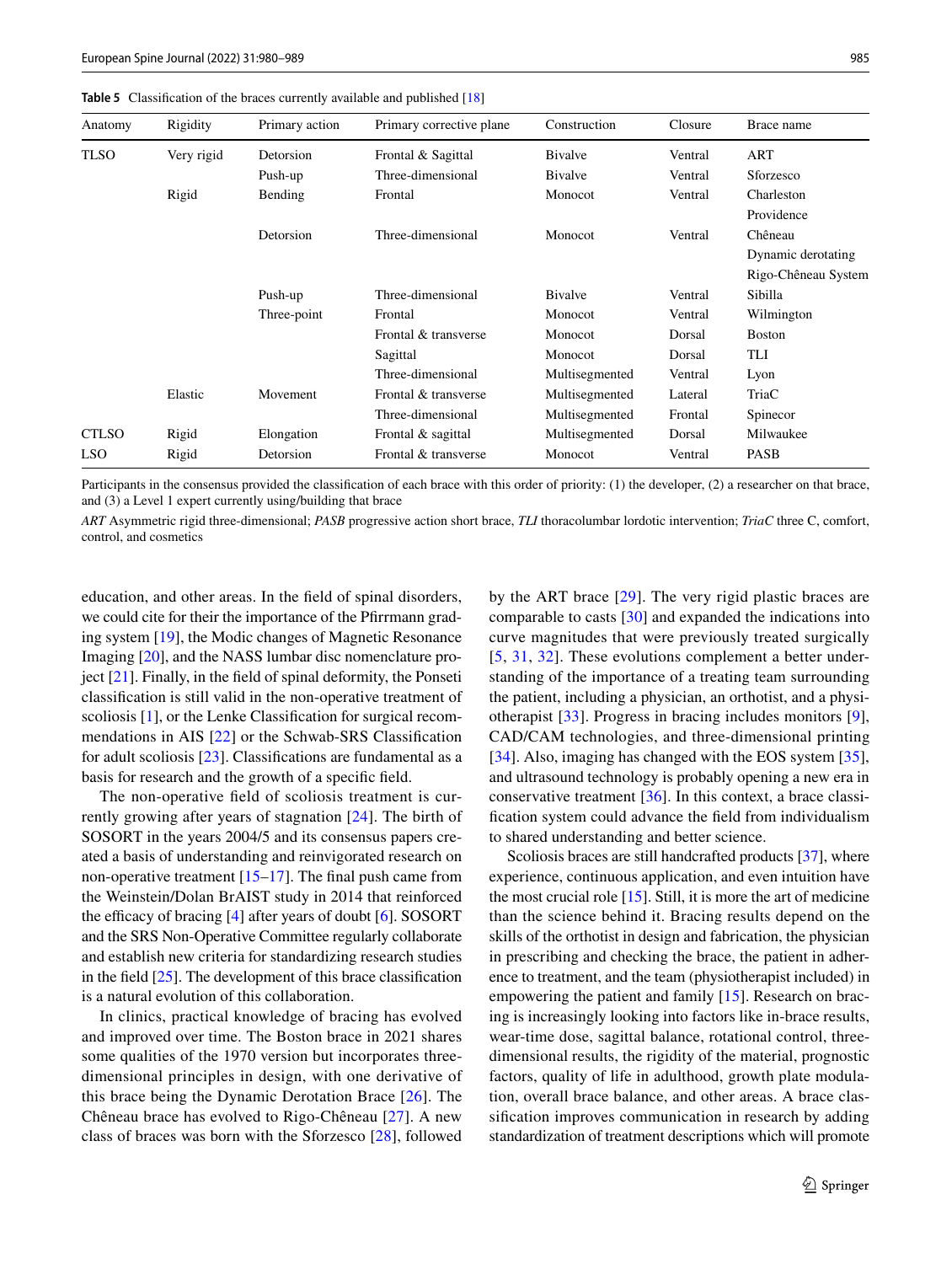**Table 5** Classification of the braces currently available and published [18]

| Anatomy | Rigidity | Primary action | Primary corrective plane | Construction | Closure | Brace name |
|---|---|---|---|---|---|---|
| TLSO | Very rigid | Detorsion | Frontal & Sagittal | Bivalve | Ventral | ART |
| | | Push-up | Three-dimensional | Bivalve | Ventral | Sforzesco |
| | Rigid | Bending | Frontal | Monocot | Ventral | Charleston |
| | | | | | | Providence |
| | | Detorsion | Three-dimensional | Monocot | Ventral | Chêneau |
| | | | | | | Dynamic derotating |
| | | | | | | Rigo-Chêneau System |
| | | Push-up | Three-dimensional | Bivalve | Ventral | Sibilla |
| | | Three-point | Frontal | Monocot | Ventral | Wilmington |
| | | | Frontal & transverse | Monocot | Dorsal | Boston |
| | | | Sagittal | Monocot | Dorsal | TLI |
| | | | Three-dimensional | Multisegmented | Ventral | Lyon |
| | Elastic | Movement | Frontal & transverse | Multisegmented | Lateral | TriaC |
| | | | Three-dimensional | Multisegmented | Frontal | Spinecor |
| CTLSO | Rigid | Elongation | Frontal & sagittal | Multisegmented | Dorsal | Milwaukee |
| LSO | Rigid | Detorsion | Frontal & transverse | Monocot | Ventral | PASB |

Participants in the consensus provided the classification of each brace with this order of priority: (1) the developer, (2) a researcher on that brace, and (3) a Level 1 expert currently using/building that brace

*ART* Asymmetric rigid three-dimensional; *PASB* progressive action short brace, *TLI* thoracolumbar lordotic intervention; *TriaC* three C, comfort, control, and cosmetics

education, and other areas. In the field of spinal disorders, we could cite for their the importance of the Pfirrmann grading system [19], the Modic changes of Magnetic Resonance Imaging [20], and the NASS lumbar disc nomenclature project [21]. Finally, in the field of spinal deformity, the Ponseti classification is still valid in the non-operative treatment of scoliosis [1], or the Lenke Classification for surgical recommendations in AIS [22] or the Schwab-SRS Classification for adult scoliosis [23]. Classifications are fundamental as a basis for research and the growth of a specific field.

The non-operative field of scoliosis treatment is currently growing after years of stagnation [24]. The birth of SOSORT in the years 2004/5 and its consensus papers created a basis of understanding and reinvigorated research on non-operative treatment [15–17]. The final push came from the Weinstein/Dolan BrAIST study in 2014 that reinforced the efficacy of bracing [4] after years of doubt [6]. SOSORT and the SRS Non-Operative Committee regularly collaborate and establish new criteria for standardizing research studies in the field [25]. The development of this brace classification is a natural evolution of this collaboration.

In clinics, practical knowledge of bracing has evolved and improved over time. The Boston brace in 2021 shares some qualities of the 1970 version but incorporates three-dimensional principles in design, with one derivative of this brace being the Dynamic Derotation Brace [26]. The Chêneau brace has evolved to Rigo-Chêneau [27]. A new class of braces was born with the Sforzesco [28], followed by the ART brace [29]. The very rigid plastic braces are comparable to casts [30] and expanded the indications into curve magnitudes that were previously treated surgically [5, 31, 32]. These evolutions complement a better understanding of the importance of a treating team surrounding the patient, including a physician, an orthotist, and a physiotherapist [33]. Progress in bracing includes monitors [9], CAD/CAM technologies, and three-dimensional printing [34]. Also, imaging has changed with the EOS system [35], and ultrasound technology is probably opening a new era in conservative treatment [36]. In this context, a brace classification system could advance the field from individualism to shared understanding and better science.

Scoliosis braces are still handcrafted products [37], where experience, continuous application, and even intuition have the most crucial role [15]. Still, it is more the art of medicine than the science behind it. Bracing results depend on the skills of the orthotist in design and fabrication, the physician in prescribing and checking the brace, the patient in adherence to treatment, and the team (physiotherapist included) in empowering the patient and family [15]. Research on bracing is increasingly looking into factors like in-brace results, wear-time dose, sagittal balance, rotational control, three-dimensional results, the rigidity of the material, prognostic factors, quality of life in adulthood, growth plate modulation, overall brace balance, and other areas. A brace classification improves communication in research by adding standardization of treatment descriptions which will promote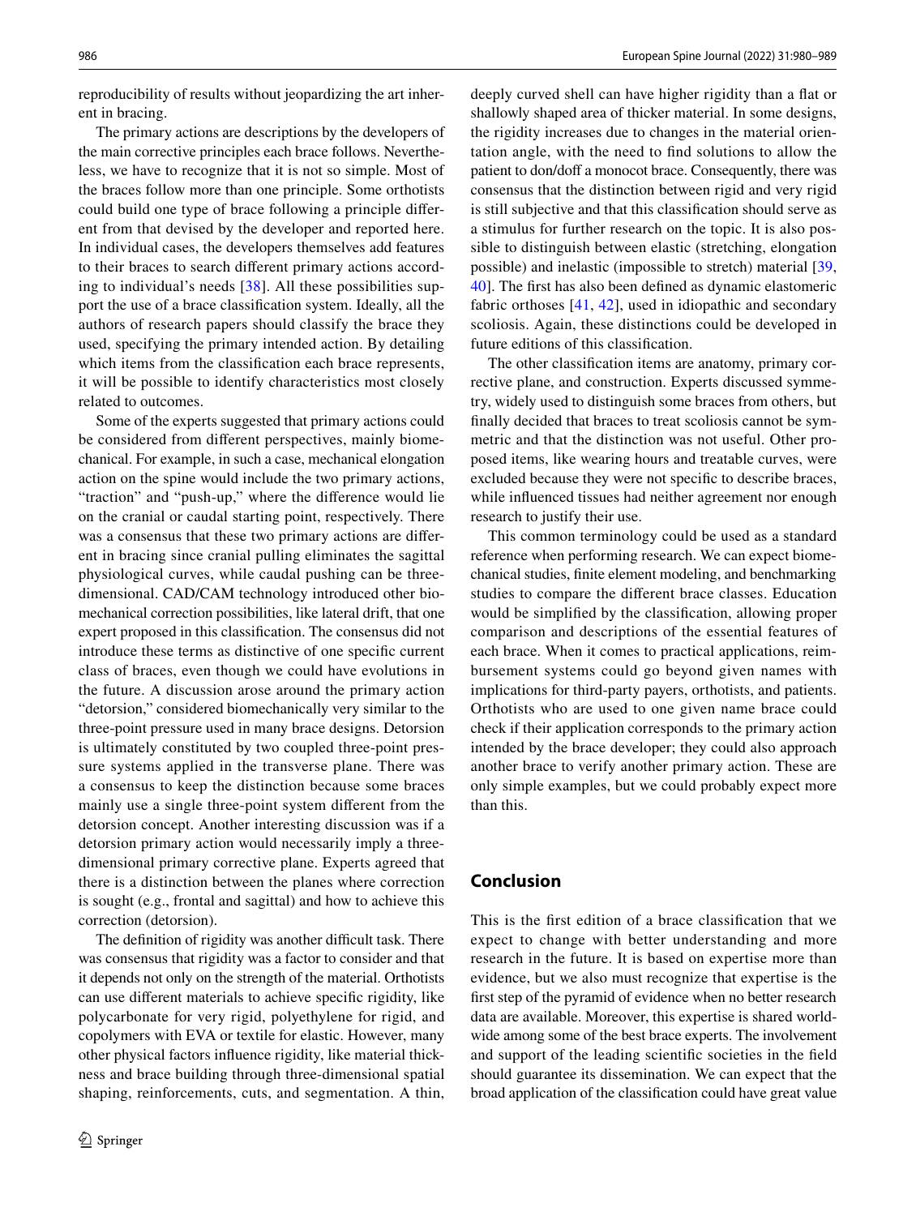reproducibility of results without jeopardizing the art inherent in bracing.

The primary actions are descriptions by the developers of the main corrective principles each brace follows. Nevertheless, we have to recognize that it is not so simple. Most of the braces follow more than one principle. Some orthotists could build one type of brace following a principle different from that devised by the developer and reported here. In individual cases, the developers themselves add features to their braces to search different primary actions according to individual's needs [38]. All these possibilities support the use of a brace classification system. Ideally, all the authors of research papers should classify the brace they used, specifying the primary intended action. By detailing which items from the classification each brace represents, it will be possible to identify characteristics most closely related to outcomes.

Some of the experts suggested that primary actions could be considered from different perspectives, mainly biomechanical. For example, in such a case, mechanical elongation action on the spine would include the two primary actions, "traction" and "push-up," where the difference would lie on the cranial or caudal starting point, respectively. There was a consensus that these two primary actions are different in bracing since cranial pulling eliminates the sagittal physiological curves, while caudal pushing can be three-dimensional. CAD/CAM technology introduced other biomechanical correction possibilities, like lateral drift, that one expert proposed in this classification. The consensus did not introduce these terms as distinctive of one specific current class of braces, even though we could have evolutions in the future. A discussion arose around the primary action "detorsion," considered biomechanically very similar to the three-point pressure used in many brace designs. Detorsion is ultimately constituted by two coupled three-point pressure systems applied in the transverse plane. There was a consensus to keep the distinction because some braces mainly use a single three-point system different from the detorsion concept. Another interesting discussion was if a detorsion primary action would necessarily imply a three-dimensional primary corrective plane. Experts agreed that there is a distinction between the planes where correction is sought (e.g., frontal and sagittal) and how to achieve this correction (detorsion).

The definition of rigidity was another difficult task. There was consensus that rigidity was a factor to consider and that it depends not only on the strength of the material. Orthotists can use different materials to achieve specific rigidity, like polycarbonate for very rigid, polyethylene for rigid, and copolymers with EVA or textile for elastic. However, many other physical factors influence rigidity, like material thickness and brace building through three-dimensional spatial shaping, reinforcements, cuts, and segmentation. A thin, deeply curved shell can have higher rigidity than a flat or shallowly shaped area of thicker material. In some designs, the rigidity increases due to changes in the material orientation angle, with the need to find solutions to allow the patient to don/doff a monocot brace. Consequently, there was consensus that the distinction between rigid and very rigid is still subjective and that this classification should serve as a stimulus for further research on the topic. It is also possible to distinguish between elastic (stretching, elongation possible) and inelastic (impossible to stretch) material [39, 40]. The first has also been defined as dynamic elastomeric fabric orthoses [41, 42], used in idiopathic and secondary scoliosis. Again, these distinctions could be developed in future editions of this classification.

The other classification items are anatomy, primary corrective plane, and construction. Experts discussed symmetry, widely used to distinguish some braces from others, but finally decided that braces to treat scoliosis cannot be symmetric and that the distinction was not useful. Other proposed items, like wearing hours and treatable curves, were excluded because they were not specific to describe braces, while influenced tissues had neither agreement nor enough research to justify their use.

This common terminology could be used as a standard reference when performing research. We can expect biomechanical studies, finite element modeling, and benchmarking studies to compare the different brace classes. Education would be simplified by the classification, allowing proper comparison and descriptions of the essential features of each brace. When it comes to practical applications, reimbursement systems could go beyond given names with implications for third-party payers, orthotists, and patients. Orthotists who are used to one given name brace could check if their application corresponds to the primary action intended by the brace developer; they could also approach another brace to verify another primary action. These are only simple examples, but we could probably expect more than this.

## Conclusion

This is the first edition of a brace classification that we expect to change with better understanding and more research in the future. It is based on expertise more than evidence, but we also must recognize that expertise is the first step of the pyramid of evidence when no better research data are available. Moreover, this expertise is shared worldwide among some of the best brace experts. The involvement and support of the leading scientific societies in the field should guarantee its dissemination. We can expect that the broad application of the classification could have great value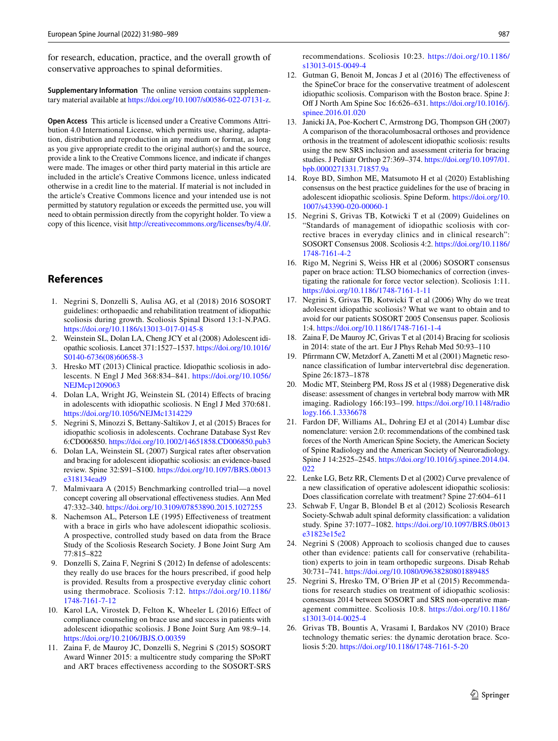for research, education, practice, and the overall growth of conservative approaches to spinal deformities.

**Supplementary Information** The online version contains supplementary material available at https://doi.org/10.1007/s00586-022-07131-z.

**Open Access** This article is licensed under a Creative Commons Attribution 4.0 International License, which permits use, sharing, adaptation, distribution and reproduction in any medium or format, as long as you give appropriate credit to the original author(s) and the source, provide a link to the Creative Commons licence, and indicate if changes were made. The images or other third party material in this article are included in the article's Creative Commons licence, unless indicated otherwise in a credit line to the material. If material is not included in the article's Creative Commons licence and your intended use is not permitted by statutory regulation or exceeds the permitted use, you will need to obtain permission directly from the copyright holder. To view a copy of this licence, visit http://creativecommons.org/licenses/by/4.0/.

## References

1. Negrini S, Donzelli S, Aulisa AG, et al (2018) 2016 SOSORT guidelines: orthopaedic and rehabilitation treatment of idiopathic scoliosis during growth. Scoliosis Spinal Disord 13:1-N.PAG. https://doi.org/10.1186/s13013-017-0145-8
2. Weinstein SL, Dolan LA, Cheng JCY et al (2008) Adolescent idiopathic scoliosis. Lancet 371:1527–1537. https://doi.org/10.1016/S0140-6736(08)60658-3
3. Hresko MT (2013) Clinical practice. Idiopathic scoliosis in adolescents. N Engl J Med 368:834–841. https://doi.org/10.1056/NEJMcp1209063
4. Dolan LA, Wright JG, Weinstein SL (2014) Effects of bracing in adolescents with idiopathic scoliosis. N Engl J Med 370:681. https://doi.org/10.1056/NEJMc1314229
5. Negrini S, Minozzi S, Bettany-Saltikov J, et al (2015) Braces for idiopathic scoliosis in adolescents. Cochrane Database Syst Rev 6:CD006850. https://doi.org/10.1002/14651858.CD006850.pub3
6. Dolan LA, Weinstein SL (2007) Surgical rates after observation and bracing for adolescent idiopathic scoliosis: an evidence-based review. Spine 32:S91–S100. https://doi.org/10.1097/BRS.0b013e318134ead9
7. Malmivaara A (2015) Benchmarking controlled trial—a novel concept covering all observational effectiveness studies. Ann Med 47:332–340. https://doi.org/10.3109/07853890.2015.1027255
8. Nachemson AL, Peterson LE (1995) Effectiveness of treatment with a brace in girls who have adolescent idiopathic scoliosis. A prospective, controlled study based on data from the Brace Study of the Scoliosis Research Society. J Bone Joint Surg Am 77:815–822
9. Donzelli S, Zaina F, Negrini S (2012) In defense of adolescents: they really do use braces for the hours prescribed, if good help is provided. Results from a prospective everyday clinic cohort using thermobrace. Scoliosis 7:12. https://doi.org/10.1186/1748-7161-7-12
10. Karol LA, Virostek D, Felton K, Wheeler L (2016) Effect of compliance counseling on brace use and success in patients with adolescent idiopathic scoliosis. J Bone Joint Surg Am 98:9–14. https://doi.org/10.2106/JBJS.O.00359
11. Zaina F, de Mauroy JC, Donzelli S, Negrini S (2015) SOSORT Award Winner 2015: a multicentre study comparing the SPoRT and ART braces effectiveness according to the SOSORT-SRS recommendations. Scoliosis 10:23. https://doi.org/10.1186/s13013-015-0049-4
12. Gutman G, Benoit M, Joncas J et al (2016) The effectiveness of the SpineCor brace for the conservative treatment of adolescent idiopathic scoliosis. Comparison with the Boston brace. Spine J: Off J North Am Spine Soc 16:626–631. https://doi.org/10.1016/j.spinee.2016.01.020
13. Janicki JA, Poe-Kochert C, Armstrong DG, Thompson GH (2007) A comparison of the thoracolumbosacral orthoses and providence orthosis in the treatment of adolescent idiopathic scoliosis: results using the new SRS inclusion and assessment criteria for bracing studies. J Pediatr Orthop 27:369–374. https://doi.org/10.1097/01.bpb.0000271331.71857.9a
14. Roye BD, Simhon ME, Matsumoto H et al (2020) Establishing consensus on the best practice guidelines for the use of bracing in adolescent idiopathic scoliosis. Spine Deform. https://doi.org/10.1007/s43390-020-00060-1
15. Negrini S, Grivas TB, Kotwicki T et al (2009) Guidelines on "Standards of management of idiopathic scoliosis with corrective braces in everyday clinics and in clinical research": SOSORT Consensus 2008. Scoliosis 4:2. https://doi.org/10.1186/1748-7161-4-2
16. Rigo M, Negrini S, Weiss HR et al (2006) SOSORT consensus paper on brace action: TLSO biomechanics of correction (investigating the rationale for force vector selection). Scoliosis 1:11. https://doi.org/10.1186/1748-7161-1-11
17. Negrini S, Grivas TB, Kotwicki T et al (2006) Why do we treat adolescent idiopathic scoliosis? What we want to obtain and to avoid for our patients SOSORT 2005 Consensus paper. Scoliosis 1:4. https://doi.org/10.1186/1748-7161-1-4
18. Zaina F, De Mauroy JC, Grivas T et al (2014) Bracing for scoliosis in 2014: state of the art. Eur J Phys Rehab Med 50:93–110
19. Pfirrmann CW, Metzdorf A, Zanetti M et al (2001) Magnetic resonance classification of lumbar intervertebral disc degeneration. Spine 26:1873–1878
20. Modic MT, Steinberg PM, Ross JS et al (1988) Degenerative disk disease: assessment of changes in vertebral body marrow with MR imaging. Radiology 166:193–199. https://doi.org/10.1148/radiology.166.1.3336678
21. Fardon DF, Williams AL, Dohring EJ et al (2014) Lumbar disc nomenclature: version 2.0: recommendations of the combined task forces of the North American Spine Society, the American Society of Spine Radiology and the American Society of Neuroradiology. Spine J 14:2525–2545. https://doi.org/10.1016/j.spinee.2014.04.022
22. Lenke LG, Betz RR, Clements D et al (2002) Curve prevalence of a new classification of operative adolescent idiopathic scoliosis: Does classification correlate with treatment? Spine 27:604–611
23. Schwab F, Ungar B, Blondel B et al (2012) Scoliosis Research Society-Schwab adult spinal deformity classification: a validation study. Spine 37:1077–1082. https://doi.org/10.1097/BRS.0b013e31823e15e2
24. Negrini S (2008) Approach to scoliosis changed due to causes other than evidence: patients call for conservative (rehabilitation) experts to join in team orthopedic surgeons. Disab Rehab 30:731–741. https://doi.org/10.1080/09638280801889485
25. Negrini S, Hresko TM, O'Brien JP et al (2015) Recommendations for research studies on treatment of idiopathic scoliosis: consensus 2014 between SOSORT and SRS non-operative management committee. Scoliosis 10:8. https://doi.org/10.1186/s13013-014-0025-4
26. Grivas TB, Bountis A, Vrasami I, Bardakos NV (2010) Brace technology thematic series: the dynamic derotation brace. Scoliosis 5:20. https://doi.org/10.1186/1748-7161-5-20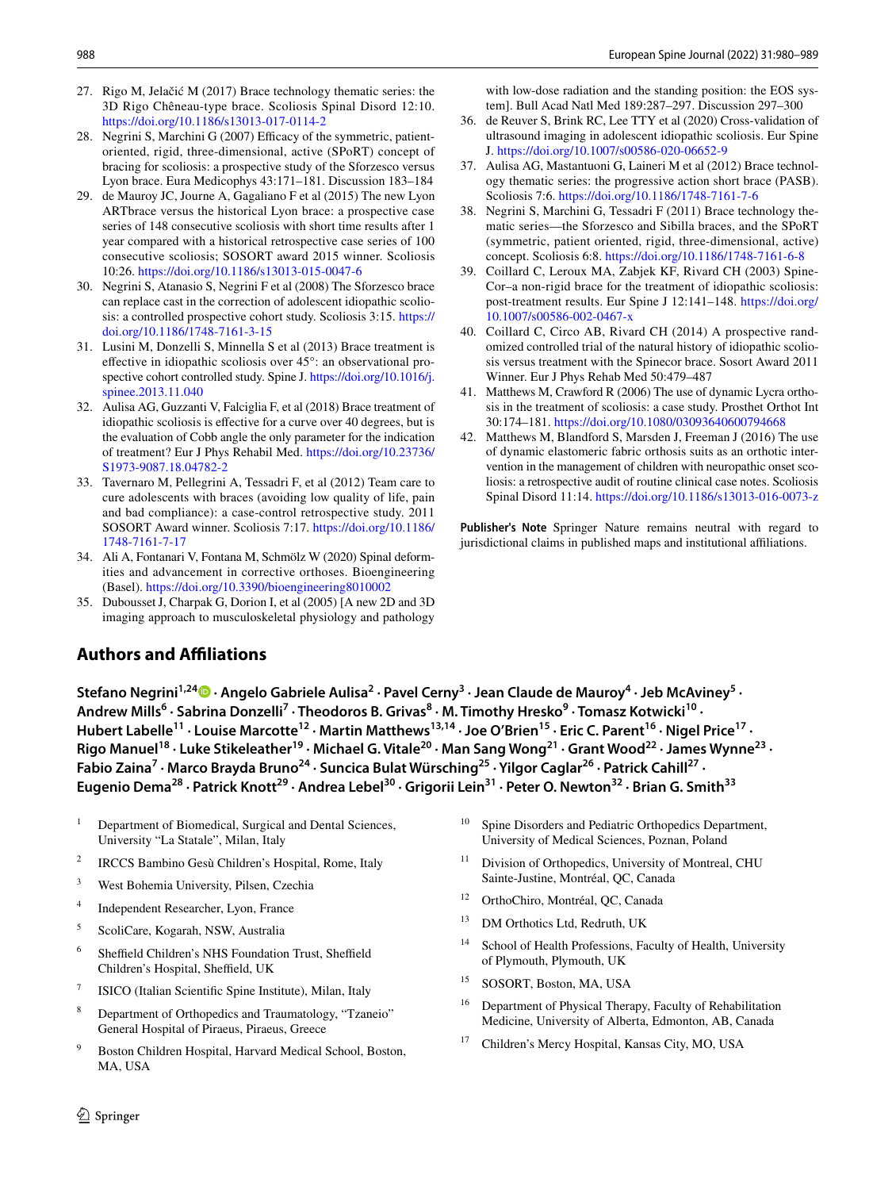27. Rigo M, Jelačić M (2017) Brace technology thematic series: the 3D Rigo Chêneau-type brace. Scoliosis Spinal Disord 12:10. https://doi.org/10.1186/s13013-017-0114-2
28. Negrini S, Marchini G (2007) Efficacy of the symmetric, patient-oriented, rigid, three-dimensional, active (SPoRT) concept of bracing for scoliosis: a prospective study of the Sforzesco versus Lyon brace. Eura Medicophys 43:171–181. Discussion 183–184
29. de Mauroy JC, Journe A, Gagaliano F et al (2015) The new Lyon ARTbrace versus the historical Lyon brace: a prospective case series of 148 consecutive scoliosis with short time results after 1 year compared with a historical retrospective case series of 100 consecutive scoliosis; SOSORT award 2015 winner. Scoliosis 10:26. https://doi.org/10.1186/s13013-015-0047-6
30. Negrini S, Atanasio S, Negrini F et al (2008) The Sforzesco brace can replace cast in the correction of adolescent idiopathic scoliosis: a controlled prospective cohort study. Scoliosis 3:15. https://doi.org/10.1186/1748-7161-3-15
31. Lusini M, Donzelli S, Minnella S et al (2013) Brace treatment is effective in idiopathic scoliosis over 45°: an observational prospective cohort controlled study. Spine J. https://doi.org/10.1016/j.spinee.2013.11.040
32. Aulisa AG, Guzzanti V, Falciglia F, et al (2018) Brace treatment of idiopathic scoliosis is effective for a curve over 40 degrees, but is the evaluation of Cobb angle the only parameter for the indication of treatment? Eur J Phys Rehabil Med. https://doi.org/10.23736/S1973-9087.18.04782-2
33. Tavernaro M, Pellegrini A, Tessadri F, et al (2012) Team care to cure adolescents with braces (avoiding low quality of life, pain and bad compliance): a case-control retrospective study. 2011 SOSORT Award winner. Scoliosis 7:17. https://doi.org/10.1186/1748-7161-7-17
34. Ali A, Fontanari V, Fontana M, Schmölz W (2020) Spinal deformities and advancement in corrective orthoses. Bioengineering (Basel). https://doi.org/10.3390/bioengineering8010002
35. Dubousset J, Charpak G, Dorion I, et al (2005) [A new 2D and 3D imaging approach to musculoskeletal physiology and pathology with low-dose radiation and the standing position: the EOS system]. Bull Acad Natl Med 189:287–297. Discussion 297–300
36. de Reuver S, Brink RC, Lee TTY et al (2020) Cross-validation of ultrasound imaging in adolescent idiopathic scoliosis. Eur Spine J. https://doi.org/10.1007/s00586-020-06652-9
37. Aulisa AG, Mastantuoni G, Laineri M et al (2012) Brace technology thematic series: the progressive action short brace (PASB). Scoliosis 7:6. https://doi.org/10.1186/1748-7161-7-6
38. Negrini S, Marchini G, Tessadri F (2011) Brace technology thematic series—the Sforzesco and Sibilla braces, and the SPoRT (symmetric, patient oriented, rigid, three-dimensional, active) concept. Scoliosis 6:8. https://doi.org/10.1186/1748-7161-6-8
39. Coillard C, Leroux MA, Zabjek KF, Rivard CH (2003) SpineCor–a non-rigid brace for the treatment of idiopathic scoliosis: post-treatment results. Eur Spine J 12:141–148. https://doi.org/10.1007/s00586-002-0467-x
40. Coillard C, Circo AB, Rivard CH (2014) A prospective randomized controlled trial of the natural history of idiopathic scoliosis versus treatment with the Spinecor brace. Sosort Award 2011 Winner. Eur J Phys Rehab Med 50:479–487
41. Matthews M, Crawford R (2006) The use of dynamic Lycra orthosis in the treatment of scoliosis: a case study. Prosthet Orthot Int 30:174–181. https://doi.org/10.1080/03093640600794668
42. Matthews M, Blandford S, Marsden J, Freeman J (2016) The use of dynamic elastomeric fabric orthosis suits as an orthotic intervention in the management of children with neuropathic onset scoliosis: a retrospective audit of routine clinical case notes. Scoliosis Spinal Disord 11:14. https://doi.org/10.1186/s13013-016-0073-z

**Publisher's Note** Springer Nature remains neutral with regard to jurisdictional claims in published maps and institutional affiliations.

## Authors and Affiliations

**Stefano Negrini[1,24] · Angelo Gabriele Aulisa[2] · Pavel Cerny[3] · Jean Claude de Mauroy[4] · Jeb McAviney[5] · Andrew Mills[6] · Sabrina Donzelli[7] · Theodoros B. Grivas[8] · M. Timothy Hresko[9] · Tomasz Kotwicki[10] · Hubert Labelle[11] · Louise Marcotte[12] · Martin Matthews[13,14] · Joe O'Brien[15] · Eric C. Parent[16] · Nigel Price[17] · Rigo Manuel[18] · Luke Stikeleather[19] · Michael G. Vitale[20] · Man Sang Wong[21] · Grant Wood[22] · James Wynne[23] · Fabio Zaina[7] · Marco Brayda Bruno[24] · Suncica Bulat Würsching[25] · Yilgor Caglar[26] · Patrick Cahill[27] · Eugenio Dema[28] · Patrick Knott[29] · Andrea Lebel[30] · Grigorii Lein[31] · Peter O. Newton[32] · Brian G. Smith[33]**

[1] Department of Biomedical, Surgical and Dental Sciences, University "La Statale", Milan, Italy

[2] IRCCS Bambino Gesù Children's Hospital, Rome, Italy

[3] West Bohemia University, Pilsen, Czechia

[4] Independent Researcher, Lyon, France

[5] ScoliCare, Kogarah, NSW, Australia

[6] Sheffield Children's NHS Foundation Trust, Sheffield Children's Hospital, Sheffield, UK

[7] ISICO (Italian Scientific Spine Institute), Milan, Italy

[8] Department of Orthopedics and Traumatology, "Tzaneio" General Hospital of Piraeus, Piraeus, Greece

[9] Boston Children Hospital, Harvard Medical School, Boston, MA, USA

[10] Spine Disorders and Pediatric Orthopedics Department, University of Medical Sciences, Poznan, Poland

[11] Division of Orthopedics, University of Montreal, CHU Sainte-Justine, Montréal, QC, Canada

[12] OrthoChiro, Montréal, QC, Canada

[13] DM Orthotics Ltd, Redruth, UK

[14] School of Health Professions, Faculty of Health, University of Plymouth, Plymouth, UK

[15] SOSORT, Boston, MA, USA

[16] Department of Physical Therapy, Faculty of Rehabilitation Medicine, University of Alberta, Edmonton, AB, Canada

[17] Children's Mercy Hospital, Kansas City, MO, USA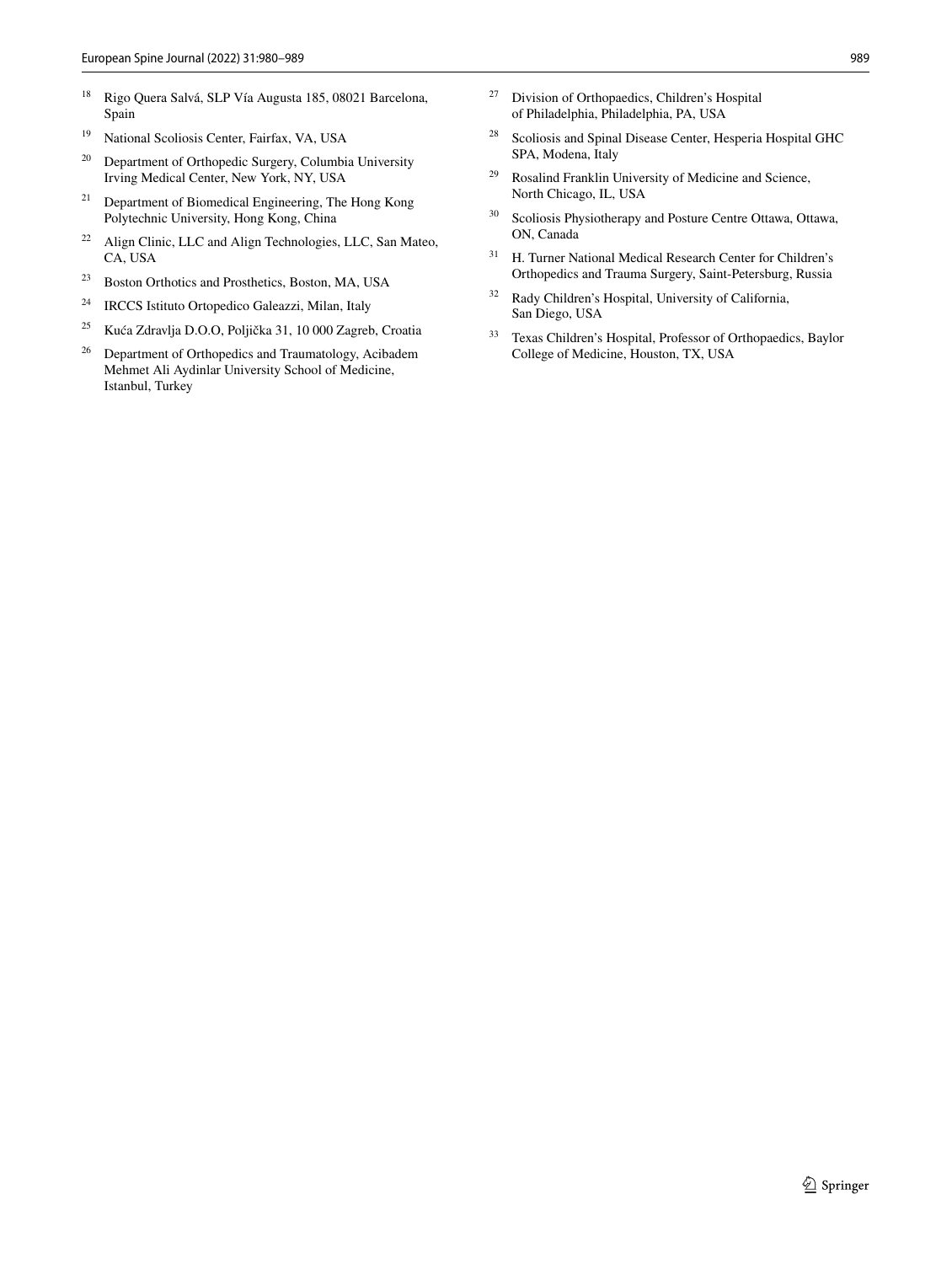[18] Rigo Quera Salvá, SLP Vía Augusta 185, 08021 Barcelona, Spain

[19] National Scoliosis Center, Fairfax, VA, USA

[20] Department of Orthopedic Surgery, Columbia University Irving Medical Center, New York, NY, USA

[21] Department of Biomedical Engineering, The Hong Kong Polytechnic University, Hong Kong, China

[22] Align Clinic, LLC and Align Technologies, LLC, San Mateo, CA, USA

[23] Boston Orthotics and Prosthetics, Boston, MA, USA

[24] IRCCS Istituto Ortopedico Galeazzi, Milan, Italy

[25] Kuća Zdravlja D.O.O, Poljička 31, 10 000 Zagreb, Croatia

[26] Department of Orthopedics and Traumatology, Acibadem Mehmet Ali Aydinlar University School of Medicine, Istanbul, Turkey

[27] Division of Orthopaedics, Children's Hospital of Philadelphia, Philadelphia, PA, USA

[28] Scoliosis and Spinal Disease Center, Hesperia Hospital GHC SPA, Modena, Italy

[29] Rosalind Franklin University of Medicine and Science, North Chicago, IL, USA

[30] Scoliosis Physiotherapy and Posture Centre Ottawa, Ottawa, ON, Canada

[31] H. Turner National Medical Research Center for Children's Orthopedics and Trauma Surgery, Saint-Petersburg, Russia

[32] Rady Children's Hospital, University of California, San Diego, USA

[33] Texas Children's Hospital, Professor of Orthopaedics, Baylor College of Medicine, Houston, TX, USA